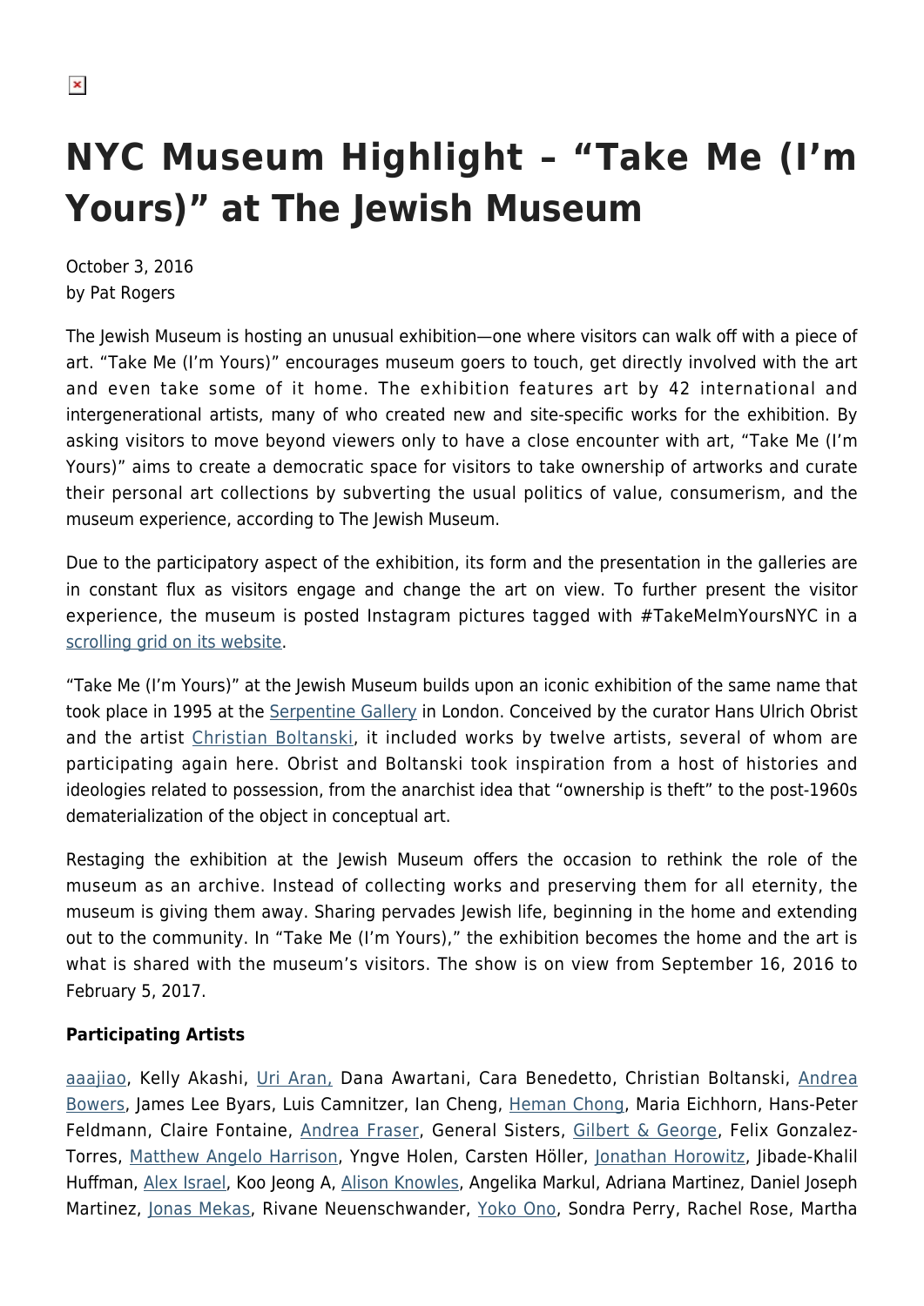# NYC Museum Highlight – "Take Me (I'm Yours)" at The Jewish Museum

October 3, 2016
by Pat Rogers

The Jewish Museum is hosting an unusual exhibition—one where visitors can walk off with a piece of art. "Take Me (I'm Yours)" encourages museum goers to touch, get directly involved with the art and even take some of it home. The exhibition features art by 42 international and intergenerational artists, many of who created new and site-specific works for the exhibition. By asking visitors to move beyond viewers only to have a close encounter with art, "Take Me (I'm Yours)" aims to create a democratic space for visitors to take ownership of artworks and curate their personal art collections by subverting the usual politics of value, consumerism, and the museum experience, according to The Jewish Museum.

Due to the participatory aspect of the exhibition, its form and the presentation in the galleries are in constant flux as visitors engage and change the art on view. To further present the visitor experience, the museum is posted Instagram pictures tagged with #TakeMeImYoursNYC in a scrolling grid on its website.

"Take Me (I'm Yours)" at the Jewish Museum builds upon an iconic exhibition of the same name that took place in 1995 at the Serpentine Gallery in London. Conceived by the curator Hans Ulrich Obrist and the artist Christian Boltanski, it included works by twelve artists, several of whom are participating again here. Obrist and Boltanski took inspiration from a host of histories and ideologies related to possession, from the anarchist idea that "ownership is theft" to the post-1960s dematerialization of the object in conceptual art.

Restaging the exhibition at the Jewish Museum offers the occasion to rethink the role of the museum as an archive. Instead of collecting works and preserving them for all eternity, the museum is giving them away. Sharing pervades Jewish life, beginning in the home and extending out to the community. In "Take Me (I'm Yours)," the exhibition becomes the home and the art is what is shared with the museum's visitors. The show is on view from September 16, 2016 to February 5, 2017.

**Participating Artists**

aaajiao, Kelly Akashi, Uri Aran, Dana Awartani, Cara Benedetto, Christian Boltanski, Andrea Bowers, James Lee Byars, Luis Camnitzer, Ian Cheng, Heman Chong, Maria Eichhorn, Hans-Peter Feldmann, Claire Fontaine, Andrea Fraser, General Sisters, Gilbert & George, Felix Gonzalez-Torres, Matthew Angelo Harrison, Yngve Holen, Carsten Höller, Jonathan Horowitz, Jibade-Khalil Huffman, Alex Israel, Koo Jeong A, Alison Knowles, Angelika Markul, Adriana Martinez, Daniel Joseph Martinez, Jonas Mekas, Rivane Neuenschwander, Yoko Ono, Sondra Perry, Rachel Rose, Martha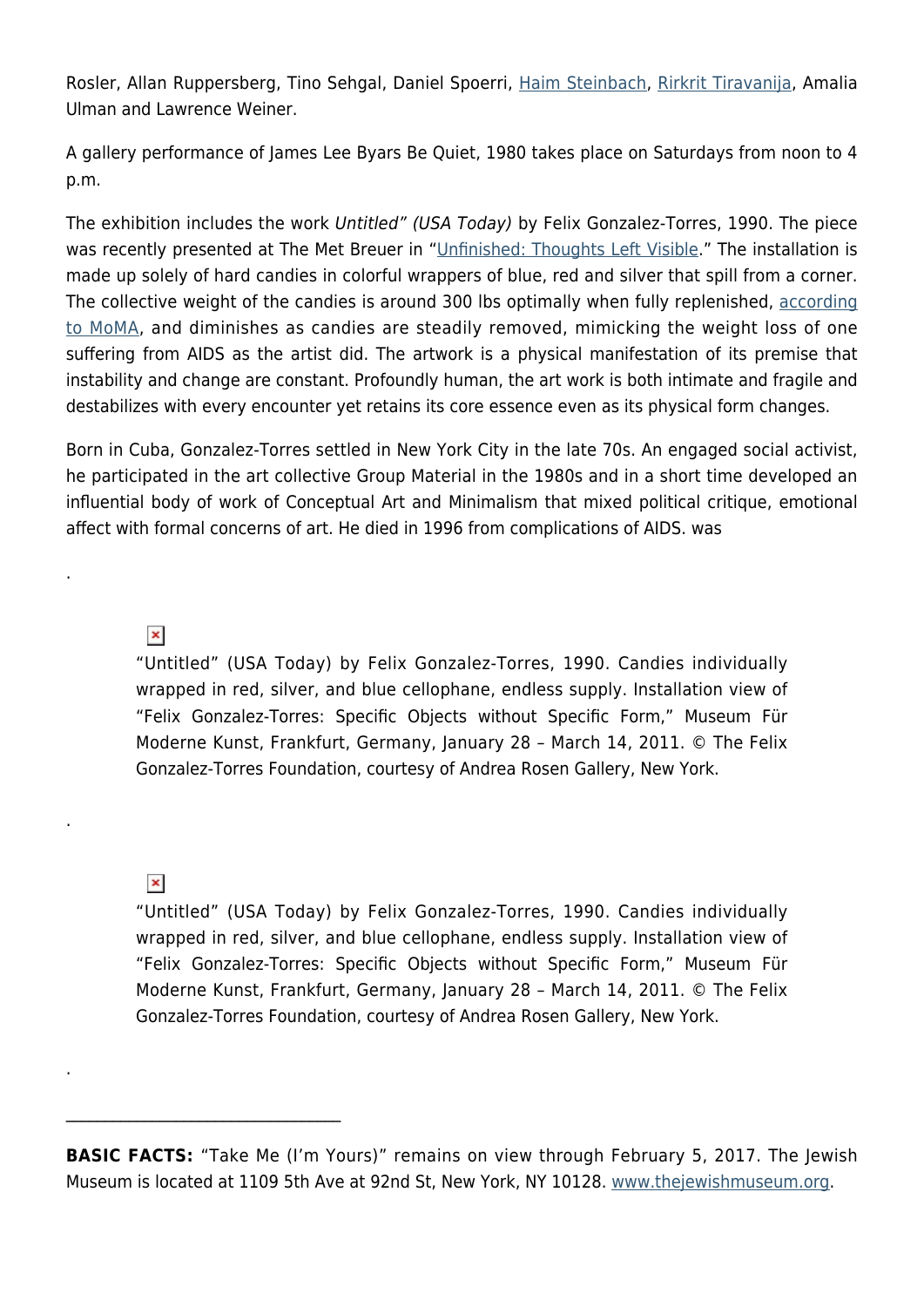Rosler, Allan Ruppersberg, Tino Sehgal, Daniel Spoerri, Haim Steinbach, Rirkrit Tiravanija, Amalia Ulman and Lawrence Weiner.

A gallery performance of James Lee Byars Be Quiet, 1980 takes place on Saturdays from noon to 4 p.m.

The exhibition includes the work *Untitled" (USA Today)* by Felix Gonzalez-Torres, 1990. The piece was recently presented at The Met Breuer in "Unfinished: Thoughts Left Visible." The installation is made up solely of hard candies in colorful wrappers of blue, red and silver that spill from a corner. The collective weight of the candies is around 300 lbs optimally when fully replenished, according to MoMA, and diminishes as candies are steadily removed, mimicking the weight loss of one suffering from AIDS as the artist did. The artwork is a physical manifestation of its premise that instability and change are constant. Profoundly human, the art work is both intimate and fragile and destabilizes with every encounter yet retains its core essence even as its physical form changes.

Born in Cuba, Gonzalez-Torres settled in New York City in the late 70s. An engaged social activist, he participated in the art collective Group Material in the 1980s and in a short time developed an influential body of work of Conceptual Art and Minimalism that mixed political critique, emotional affect with formal concerns of art. He died in 1996 from complications of AIDS. was

.

"Untitled" (USA Today) by Felix Gonzalez-Torres, 1990. Candies individually wrapped in red, silver, and blue cellophane, endless supply. Installation view of "Felix Gonzalez-Torres: Specific Objects without Specific Form," Museum Für Moderne Kunst, Frankfurt, Germany, January 28 – March 14, 2011. © The Felix Gonzalez-Torres Foundation, courtesy of Andrea Rosen Gallery, New York.

.

"Untitled" (USA Today) by Felix Gonzalez-Torres, 1990. Candies individually wrapped in red, silver, and blue cellophane, endless supply. Installation view of "Felix Gonzalez-Torres: Specific Objects without Specific Form," Museum Für Moderne Kunst, Frankfurt, Germany, January 28 – March 14, 2011. © The Felix Gonzalez-Torres Foundation, courtesy of Andrea Rosen Gallery, New York.

.

---

**BASIC FACTS:** "Take Me (I'm Yours)" remains on view through February 5, 2017. The Jewish Museum is located at 1109 5th Ave at 92nd St, New York, NY 10128. www.thejewishmuseum.org.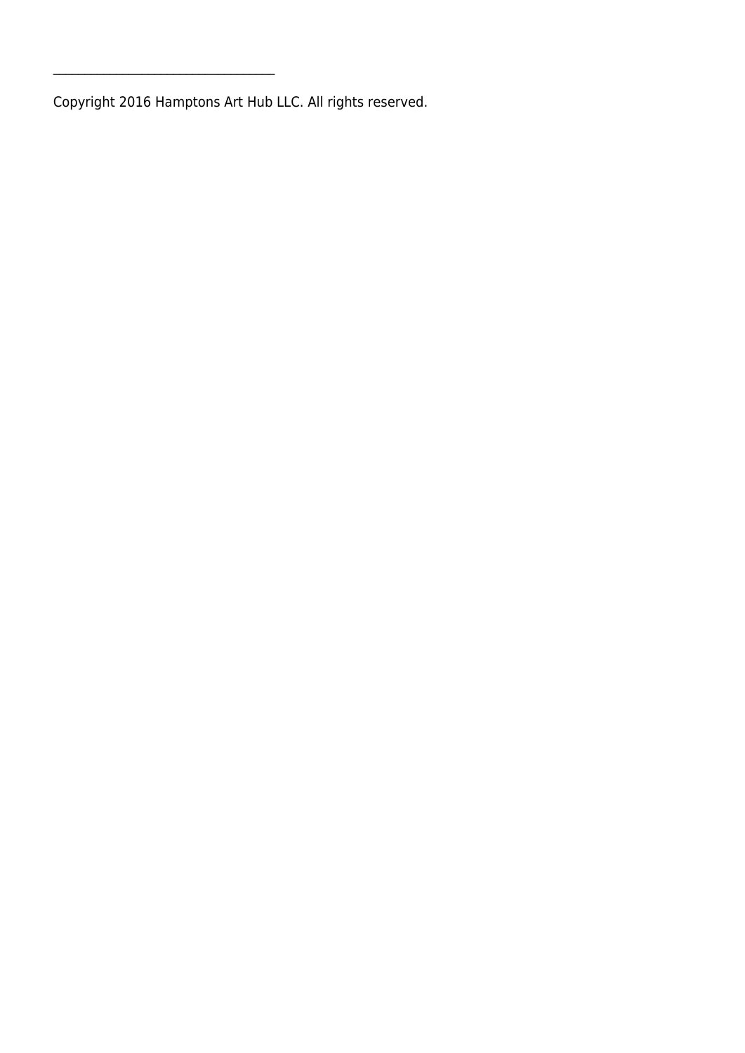\_\_\_\_\_\_\_\_\_\_\_\_\_\_\_\_\_\_\_\_\_\_\_\_\_\_\_\_\_\_\_\_

Copyright 2016 Hamptons Art Hub LLC. All rights reserved.